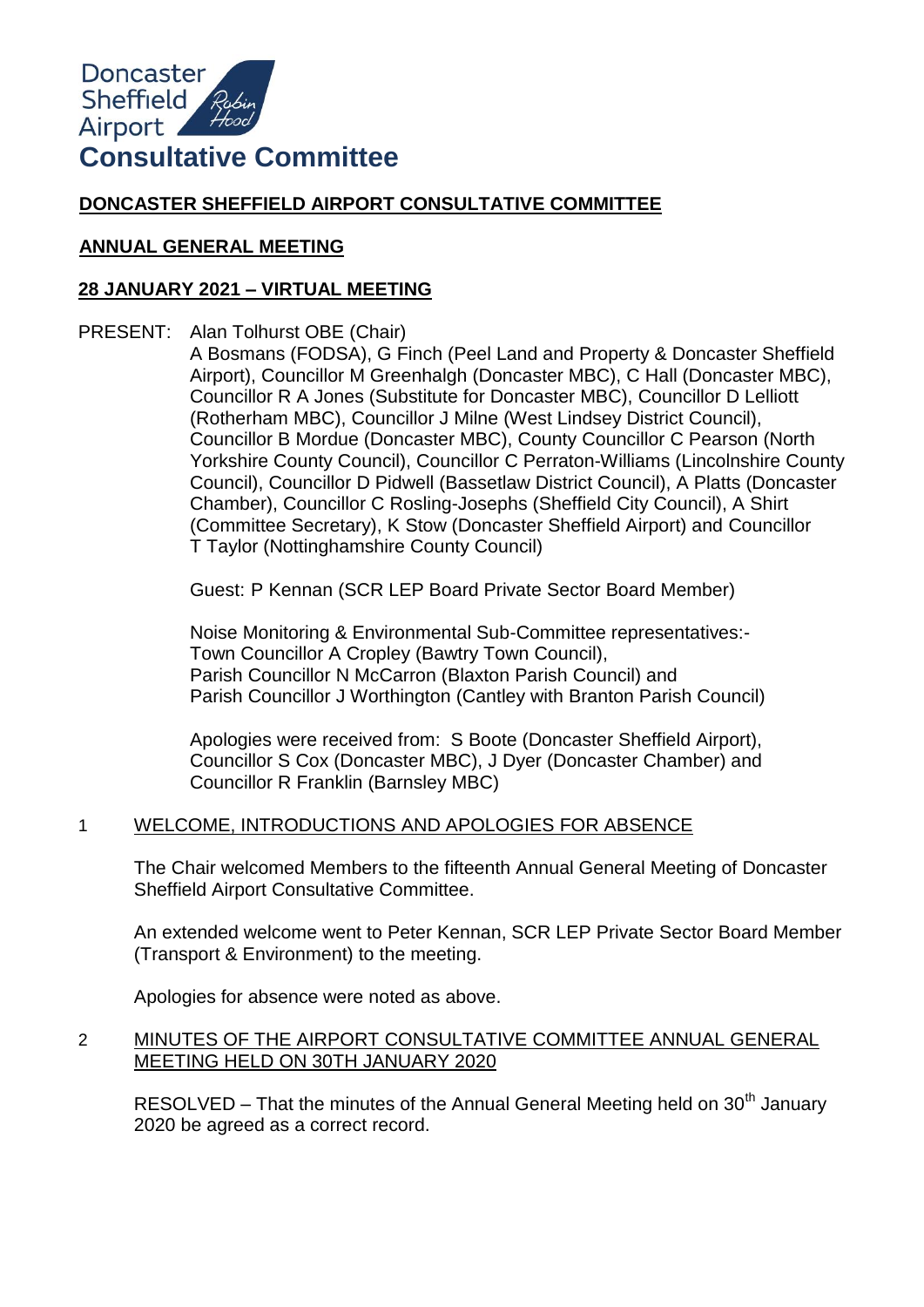Doncaster Sheffield Airport

# Consultative Committee

## DONCASTER SHEFFIELD AIRPORT CONSULTATIVE COMMITTEE

## ANNUAL GENERAL MEETING

## 28 JANUARY 2021 – VIRTUAL MEETING

PRESENT: Alan Tolhurst OBE (Chair)

A Bosmans (FODSA), G Finch (Peel Land and Property & Doncaster Sheffield Airport), Councillor M Greenhalgh (Doncaster MBC), C Hall (Doncaster MBC), Councillor R A Jones (Substitute for Doncaster MBC), Councillor D Lelliott (Rotherham MBC), Councillor J Milne (West Lindsey District Council), Councillor B Mordue (Doncaster MBC), County Councillor C Pearson (North Yorkshire County Council), Councillor C Perraton-Williams (Lincolnshire County Council), Councillor D Pidwell (Bassetlaw District Council), A Platts (Doncaster Chamber), Councillor C Rosling-Josephs (Sheffield City Council), A Shirt (Committee Secretary), K Stow (Doncaster Sheffield Airport) and Councillor T Taylor (Nottinghamshire County Council)

Guest: P Kennan (SCR LEP Board Private Sector Board Member)

Noise Monitoring & Environmental Sub-Committee representatives:-
Town Councillor A Cropley (Bawtry Town Council),
Parish Councillor N McCarron (Blaxton Parish Council) and
Parish Councillor J Worthington (Cantley with Branton Parish Council)

Apologies were received from: S Boote (Doncaster Sheffield Airport), Councillor S Cox (Doncaster MBC), J Dyer (Doncaster Chamber) and Councillor R Franklin (Barnsley MBC)

### 1 WELCOME, INTRODUCTIONS AND APOLOGIES FOR ABSENCE

The Chair welcomed Members to the fifteenth Annual General Meeting of Doncaster Sheffield Airport Consultative Committee.

An extended welcome went to Peter Kennan, SCR LEP Private Sector Board Member (Transport & Environment) to the meeting.

Apologies for absence were noted as above.

### 2 MINUTES OF THE AIRPORT CONSULTATIVE COMMITTEE ANNUAL GENERAL MEETING HELD ON 30TH JANUARY 2020

RESOLVED – That the minutes of the Annual General Meeting held on 30th January 2020 be agreed as a correct record.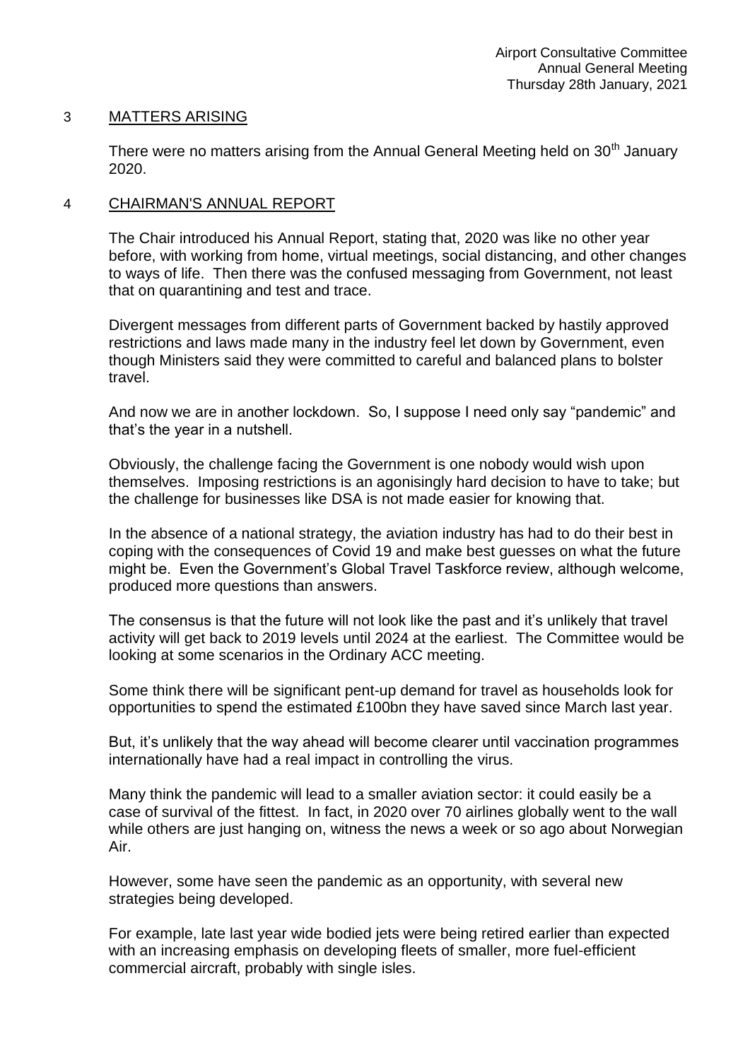## 3 MATTERS ARISING

There were no matters arising from the Annual General Meeting held on 30th January 2020.

## 4 CHAIRMAN'S ANNUAL REPORT

The Chair introduced his Annual Report, stating that, 2020 was like no other year before, with working from home, virtual meetings, social distancing, and other changes to ways of life. Then there was the confused messaging from Government, not least that on quarantining and test and trace.

Divergent messages from different parts of Government backed by hastily approved restrictions and laws made many in the industry feel let down by Government, even though Ministers said they were committed to careful and balanced plans to bolster travel.

And now we are in another lockdown. So, I suppose I need only say "pandemic" and that's the year in a nutshell.

Obviously, the challenge facing the Government is one nobody would wish upon themselves. Imposing restrictions is an agonisingly hard decision to have to take; but the challenge for businesses like DSA is not made easier for knowing that.

In the absence of a national strategy, the aviation industry has had to do their best in coping with the consequences of Covid 19 and make best guesses on what the future might be. Even the Government's Global Travel Taskforce review, although welcome, produced more questions than answers.

The consensus is that the future will not look like the past and it's unlikely that travel activity will get back to 2019 levels until 2024 at the earliest. The Committee would be looking at some scenarios in the Ordinary ACC meeting.

Some think there will be significant pent-up demand for travel as households look for opportunities to spend the estimated £100bn they have saved since March last year.

But, it's unlikely that the way ahead will become clearer until vaccination programmes internationally have had a real impact in controlling the virus.

Many think the pandemic will lead to a smaller aviation sector: it could easily be a case of survival of the fittest. In fact, in 2020 over 70 airlines globally went to the wall while others are just hanging on, witness the news a week or so ago about Norwegian Air.

However, some have seen the pandemic as an opportunity, with several new strategies being developed.

For example, late last year wide bodied jets were being retired earlier than expected with an increasing emphasis on developing fleets of smaller, more fuel-efficient commercial aircraft, probably with single isles.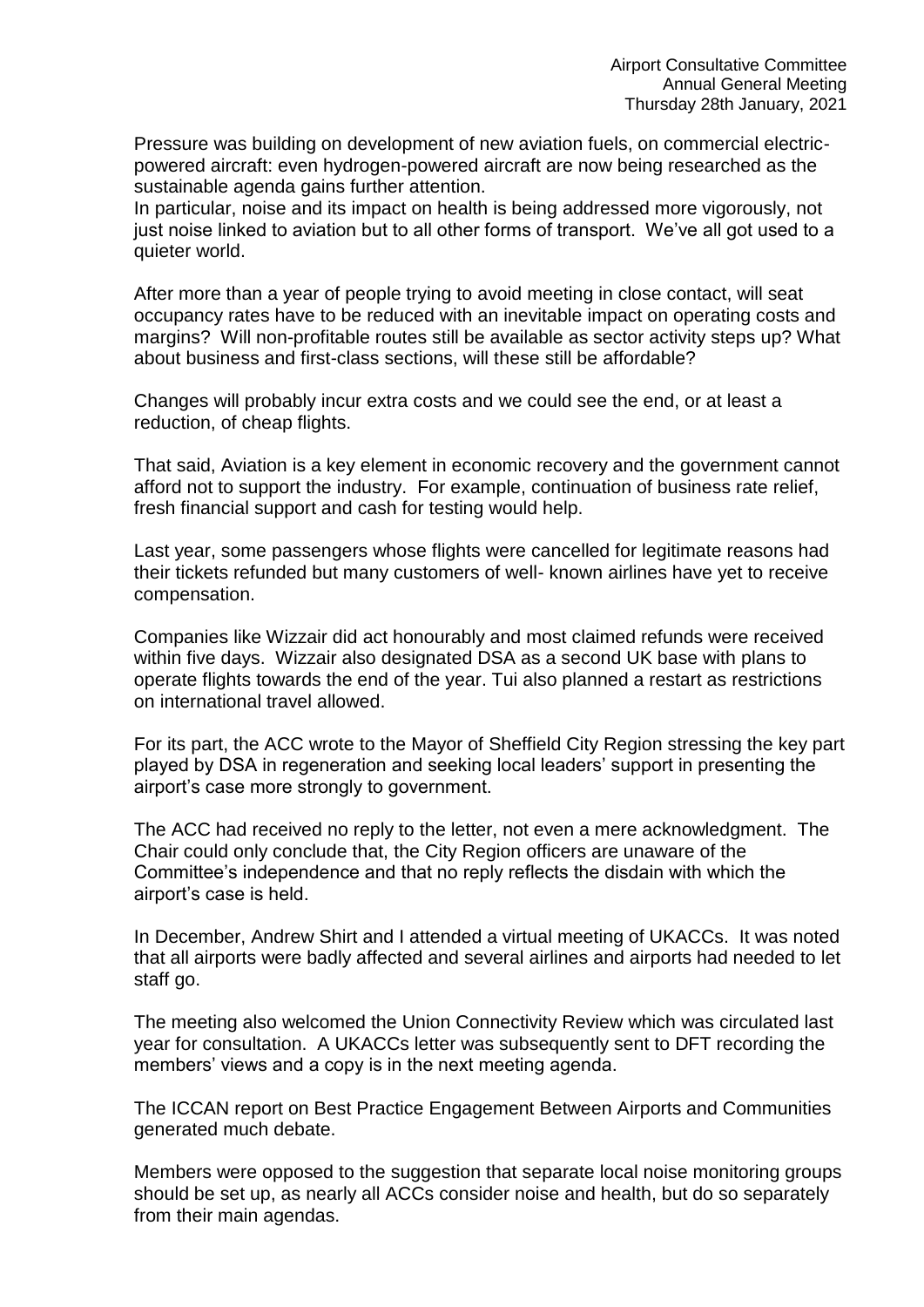Pressure was building on development of new aviation fuels, on commercial electric-powered aircraft: even hydrogen-powered aircraft are now being researched as the sustainable agenda gains further attention.
In particular, noise and its impact on health is being addressed more vigorously, not just noise linked to aviation but to all other forms of transport. We've all got used to a quieter world.

After more than a year of people trying to avoid meeting in close contact, will seat occupancy rates have to be reduced with an inevitable impact on operating costs and margins? Will non-profitable routes still be available as sector activity steps up? What about business and first-class sections, will these still be affordable?

Changes will probably incur extra costs and we could see the end, or at least a reduction, of cheap flights.

That said, Aviation is a key element in economic recovery and the government cannot afford not to support the industry. For example, continuation of business rate relief, fresh financial support and cash for testing would help.

Last year, some passengers whose flights were cancelled for legitimate reasons had their tickets refunded but many customers of well- known airlines have yet to receive compensation.

Companies like Wizzair did act honourably and most claimed refunds were received within five days. Wizzair also designated DSA as a second UK base with plans to operate flights towards the end of the year. Tui also planned a restart as restrictions on international travel allowed.

For its part, the ACC wrote to the Mayor of Sheffield City Region stressing the key part played by DSA in regeneration and seeking local leaders' support in presenting the airport's case more strongly to government.

The ACC had received no reply to the letter, not even a mere acknowledgment. The Chair could only conclude that, the City Region officers are unaware of the Committee's independence and that no reply reflects the disdain with which the airport's case is held.

In December, Andrew Shirt and I attended a virtual meeting of UKACCs. It was noted that all airports were badly affected and several airlines and airports had needed to let staff go.

The meeting also welcomed the Union Connectivity Review which was circulated last year for consultation. A UKACCs letter was subsequently sent to DFT recording the members' views and a copy is in the next meeting agenda.

The ICCAN report on Best Practice Engagement Between Airports and Communities generated much debate.

Members were opposed to the suggestion that separate local noise monitoring groups should be set up, as nearly all ACCs consider noise and health, but do so separately from their main agendas.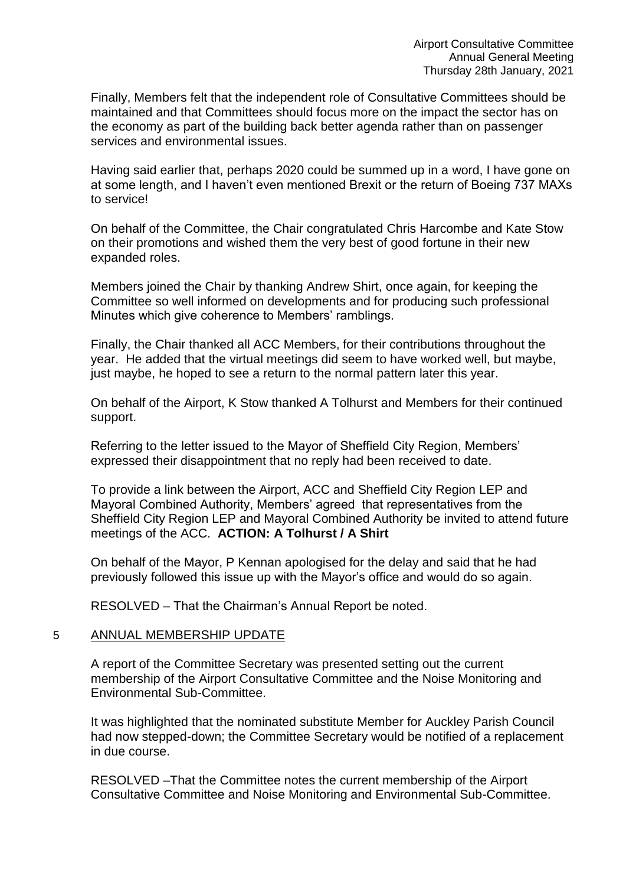Finally, Members felt that the independent role of Consultative Committees should be maintained and that Committees should focus more on the impact the sector has on the economy as part of the building back better agenda rather than on passenger services and environmental issues.

Having said earlier that, perhaps 2020 could be summed up in a word, I have gone on at some length, and I haven't even mentioned Brexit or the return of Boeing 737 MAXs to service!

On behalf of the Committee, the Chair congratulated Chris Harcombe and Kate Stow on their promotions and wished them the very best of good fortune in their new expanded roles.

Members joined the Chair by thanking Andrew Shirt, once again, for keeping the Committee so well informed on developments and for producing such professional Minutes which give coherence to Members' ramblings.

Finally, the Chair thanked all ACC Members, for their contributions throughout the year. He added that the virtual meetings did seem to have worked well, but maybe, just maybe, he hoped to see a return to the normal pattern later this year.

On behalf of the Airport, K Stow thanked A Tolhurst and Members for their continued support.

Referring to the letter issued to the Mayor of Sheffield City Region, Members' expressed their disappointment that no reply had been received to date.

To provide a link between the Airport, ACC and Sheffield City Region LEP and Mayoral Combined Authority, Members' agreed that representatives from the Sheffield City Region LEP and Mayoral Combined Authority be invited to attend future meetings of the ACC. **ACTION: A Tolhurst / A Shirt**

On behalf of the Mayor, P Kennan apologised for the delay and said that he had previously followed this issue up with the Mayor's office and would do so again.

RESOLVED – That the Chairman's Annual Report be noted.

## 5 ANNUAL MEMBERSHIP UPDATE

A report of the Committee Secretary was presented setting out the current membership of the Airport Consultative Committee and the Noise Monitoring and Environmental Sub-Committee.

It was highlighted that the nominated substitute Member for Auckley Parish Council had now stepped-down; the Committee Secretary would be notified of a replacement in due course.

RESOLVED –That the Committee notes the current membership of the Airport Consultative Committee and Noise Monitoring and Environmental Sub-Committee.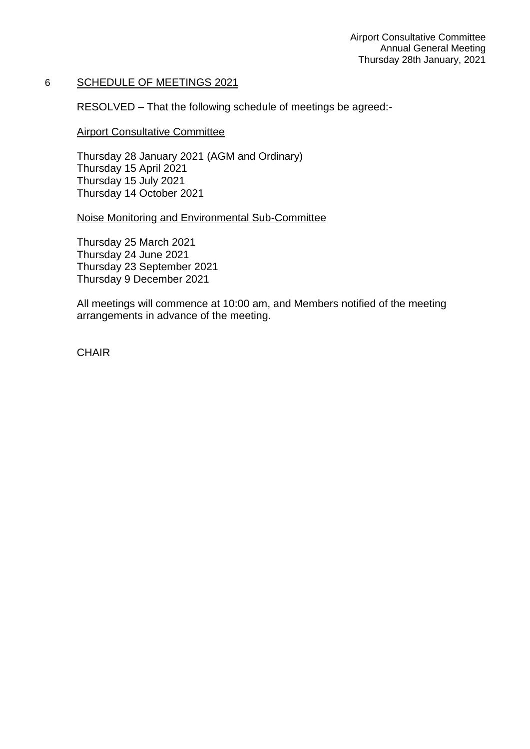## 6 SCHEDULE OF MEETINGS 2021

RESOLVED – That the following schedule of meetings be agreed:-

Airport Consultative Committee

Thursday 28 January 2021 (AGM and Ordinary)
Thursday 15 April 2021
Thursday 15 July 2021
Thursday 14 October 2021

Noise Monitoring and Environmental Sub-Committee

Thursday 25 March 2021
Thursday 24 June 2021
Thursday 23 September 2021
Thursday 9 December 2021

All meetings will commence at 10:00 am, and Members notified of the meeting arrangements in advance of the meeting.

CHAIR